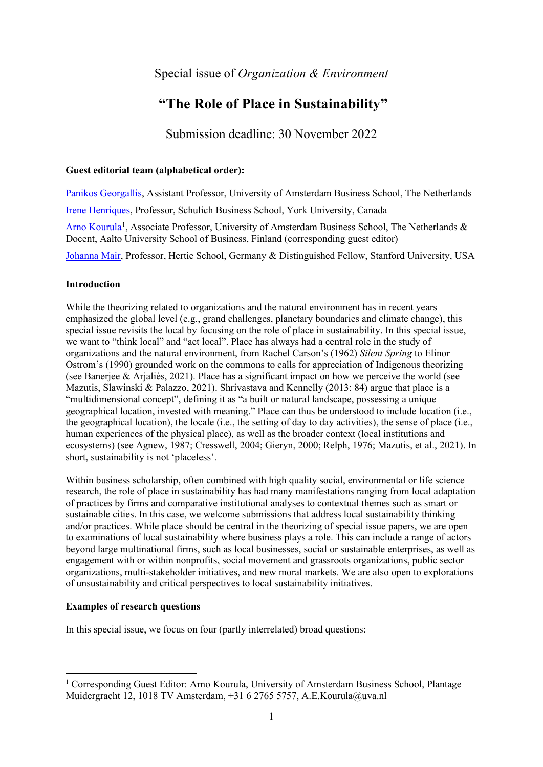Special issue of *Organization & Environment*

# "The Role of Place in Sustainability"

Submission deadline: 30 November 2022

**Guest editorial team (alphabetical order):**

Panikos Georgallis, Assistant Professor, University of Amsterdam Business School, The Netherlands

Irene Henriques, Professor, Schulich Business School, York University, Canada

Arno Kourula[1], Associate Professor, University of Amsterdam Business School, The Netherlands & Docent, Aalto University School of Business, Finland (corresponding guest editor)

Johanna Mair, Professor, Hertie School, Germany & Distinguished Fellow, Stanford University, USA

**Introduction**

While the theorizing related to organizations and the natural environment has in recent years emphasized the global level (e.g., grand challenges, planetary boundaries and climate change), this special issue revisits the local by focusing on the role of place in sustainability. In this special issue, we want to "think local" and "act local". Place has always had a central role in the study of organizations and the natural environment, from Rachel Carson's (1962) *Silent Spring* to Elinor Ostrom's (1990) grounded work on the commons to calls for appreciation of Indigenous theorizing (see Banerjee & Arjaliès, 2021). Place has a significant impact on how we perceive the world (see Mazutis, Slawinski & Palazzo, 2021). Shrivastava and Kennelly (2013: 84) argue that place is a "multidimensional concept", defining it as "a built or natural landscape, possessing a unique geographical location, invested with meaning." Place can thus be understood to include location (i.e., the geographical location), the locale (i.e., the setting of day to day activities), the sense of place (i.e., human experiences of the physical place), as well as the broader context (local institutions and ecosystems) (see Agnew, 1987; Cresswell, 2004; Gieryn, 2000; Relph, 1976; Mazutis, et al., 2021). In short, sustainability is not 'placeless'.

Within business scholarship, often combined with high quality social, environmental or life science research, the role of place in sustainability has had many manifestations ranging from local adaptation of practices by firms and comparative institutional analyses to contextual themes such as smart or sustainable cities. In this case, we welcome submissions that address local sustainability thinking and/or practices. While place should be central in the theorizing of special issue papers, we are open to examinations of local sustainability where business plays a role. This can include a range of actors beyond large multinational firms, such as local businesses, social or sustainable enterprises, as well as engagement with or within nonprofits, social movement and grassroots organizations, public sector organizations, multi-stakeholder initiatives, and new moral markets. We are also open to explorations of unsustainability and critical perspectives to local sustainability initiatives.

**Examples of research questions**

In this special issue, we focus on four (partly interrelated) broad questions:

[1] Corresponding Guest Editor: Arno Kourula, University of Amsterdam Business School, Plantage Muidergracht 12, 1018 TV Amsterdam, +31 6 2765 5757, A.E.Kourula@uva.nl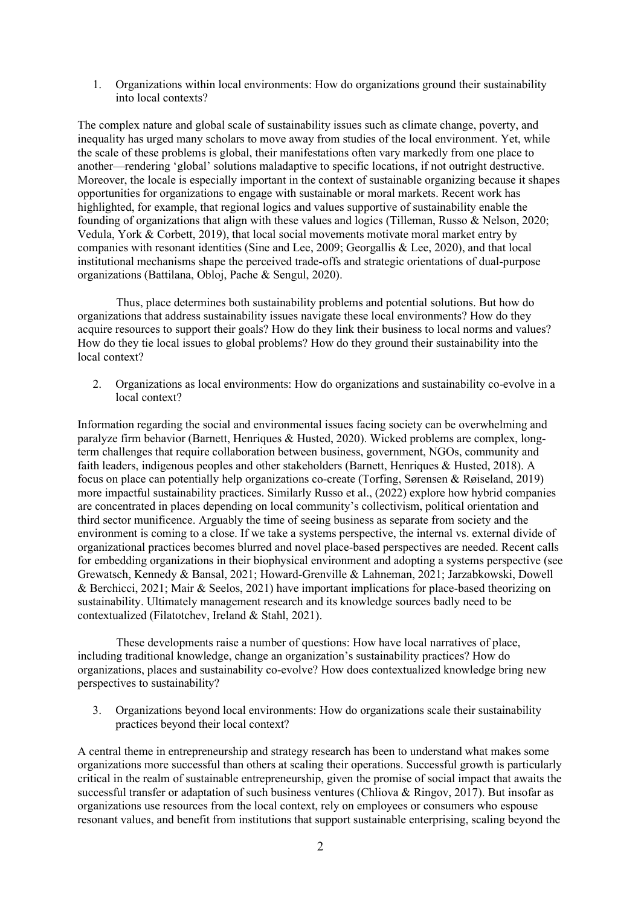1. Organizations within local environments: How do organizations ground their sustainability into local contexts?

The complex nature and global scale of sustainability issues such as climate change, poverty, and inequality has urged many scholars to move away from studies of the local environment. Yet, while the scale of these problems is global, their manifestations often vary markedly from one place to another—rendering 'global' solutions maladaptive to specific locations, if not outright destructive. Moreover, the locale is especially important in the context of sustainable organizing because it shapes opportunities for organizations to engage with sustainable or moral markets. Recent work has highlighted, for example, that regional logics and values supportive of sustainability enable the founding of organizations that align with these values and logics (Tilleman, Russo & Nelson, 2020; Vedula, York & Corbett, 2019), that local social movements motivate moral market entry by companies with resonant identities (Sine and Lee, 2009; Georgallis & Lee, 2020), and that local institutional mechanisms shape the perceived trade-offs and strategic orientations of dual-purpose organizations (Battilana, Obloj, Pache & Sengul, 2020).

Thus, place determines both sustainability problems and potential solutions. But how do organizations that address sustainability issues navigate these local environments? How do they acquire resources to support their goals? How do they link their business to local norms and values? How do they tie local issues to global problems? How do they ground their sustainability into the local context?

2. Organizations as local environments: How do organizations and sustainability co-evolve in a local context?

Information regarding the social and environmental issues facing society can be overwhelming and paralyze firm behavior (Barnett, Henriques & Husted, 2020). Wicked problems are complex, long-term challenges that require collaboration between business, government, NGOs, community and faith leaders, indigenous peoples and other stakeholders (Barnett, Henriques & Husted, 2018). A focus on place can potentially help organizations co-create (Torfing, Sørensen & Røiseland, 2019) more impactful sustainability practices. Similarly Russo et al., (2022) explore how hybrid companies are concentrated in places depending on local community's collectivism, political orientation and third sector munificence. Arguably the time of seeing business as separate from society and the environment is coming to a close. If we take a systems perspective, the internal vs. external divide of organizational practices becomes blurred and novel place-based perspectives are needed. Recent calls for embedding organizations in their biophysical environment and adopting a systems perspective (see Grewatsch, Kennedy & Bansal, 2021; Howard-Grenville & Lahneman, 2021; Jarzabkowski, Dowell & Berchicci, 2021; Mair & Seelos, 2021) have important implications for place-based theorizing on sustainability. Ultimately management research and its knowledge sources badly need to be contextualized (Filatotchev, Ireland & Stahl, 2021).

These developments raise a number of questions: How have local narratives of place, including traditional knowledge, change an organization's sustainability practices? How do organizations, places and sustainability co-evolve? How does contextualized knowledge bring new perspectives to sustainability?

3. Organizations beyond local environments: How do organizations scale their sustainability practices beyond their local context?

A central theme in entrepreneurship and strategy research has been to understand what makes some organizations more successful than others at scaling their operations. Successful growth is particularly critical in the realm of sustainable entrepreneurship, given the promise of social impact that awaits the successful transfer or adaptation of such business ventures (Chliova & Ringov, 2017). But insofar as organizations use resources from the local context, rely on employees or consumers who espouse resonant values, and benefit from institutions that support sustainable enterprising, scaling beyond the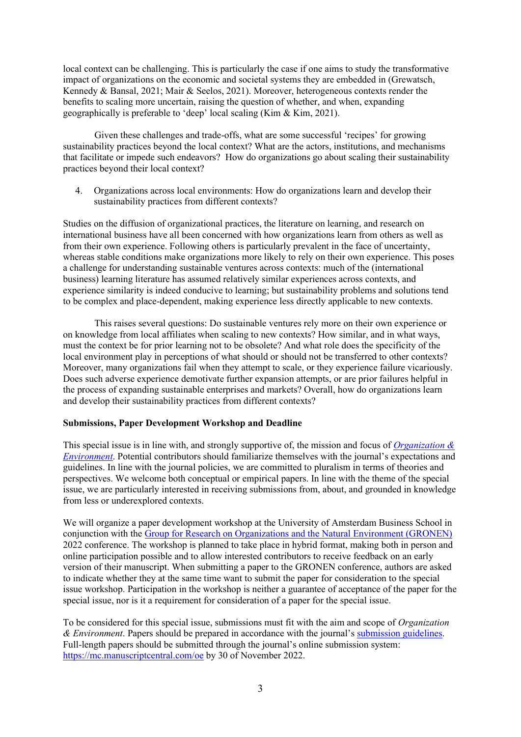local context can be challenging. This is particularly the case if one aims to study the transformative impact of organizations on the economic and societal systems they are embedded in (Grewatsch, Kennedy & Bansal, 2021; Mair & Seelos, 2021). Moreover, heterogeneous contexts render the benefits to scaling more uncertain, raising the question of whether, and when, expanding geographically is preferable to 'deep' local scaling (Kim & Kim, 2021).

Given these challenges and trade-offs, what are some successful 'recipes' for growing sustainability practices beyond the local context? What are the actors, institutions, and mechanisms that facilitate or impede such endeavors? How do organizations go about scaling their sustainability practices beyond their local context?

4. Organizations across local environments: How do organizations learn and develop their sustainability practices from different contexts?

Studies on the diffusion of organizational practices, the literature on learning, and research on international business have all been concerned with how organizations learn from others as well as from their own experience. Following others is particularly prevalent in the face of uncertainty, whereas stable conditions make organizations more likely to rely on their own experience. This poses a challenge for understanding sustainable ventures across contexts: much of the (international business) learning literature has assumed relatively similar experiences across contexts, and experience similarity is indeed conducive to learning; but sustainability problems and solutions tend to be complex and place-dependent, making experience less directly applicable to new contexts.

This raises several questions: Do sustainable ventures rely more on their own experience or on knowledge from local affiliates when scaling to new contexts? How similar, and in what ways, must the context be for prior learning not to be obsolete? And what role does the specificity of the local environment play in perceptions of what should or should not be transferred to other contexts? Moreover, many organizations fail when they attempt to scale, or they experience failure vicariously. Does such adverse experience demotivate further expansion attempts, or are prior failures helpful in the process of expanding sustainable enterprises and markets? Overall, how do organizations learn and develop their sustainability practices from different contexts?

**Submissions, Paper Development Workshop and Deadline**

This special issue is in line with, and strongly supportive of, the mission and focus of *Organization & Environment*. Potential contributors should familiarize themselves with the journal's expectations and guidelines. In line with the journal policies, we are committed to pluralism in terms of theories and perspectives. We welcome both conceptual or empirical papers. In line with the theme of the special issue, we are particularly interested in receiving submissions from, about, and grounded in knowledge from less or underexplored contexts.

We will organize a paper development workshop at the University of Amsterdam Business School in conjunction with the Group for Research on Organizations and the Natural Environment (GRONEN) 2022 conference. The workshop is planned to take place in hybrid format, making both in person and online participation possible and to allow interested contributors to receive feedback on an early version of their manuscript. When submitting a paper to the GRONEN conference, authors are asked to indicate whether they at the same time want to submit the paper for consideration to the special issue workshop. Participation in the workshop is neither a guarantee of acceptance of the paper for the special issue, nor is it a requirement for consideration of a paper for the special issue.

To be considered for this special issue, submissions must fit with the aim and scope of *Organization & Environment*. Papers should be prepared in accordance with the journal's submission guidelines. Full-length papers should be submitted through the journal's online submission system: https://mc.manuscriptcentral.com/oe by 30 of November 2022.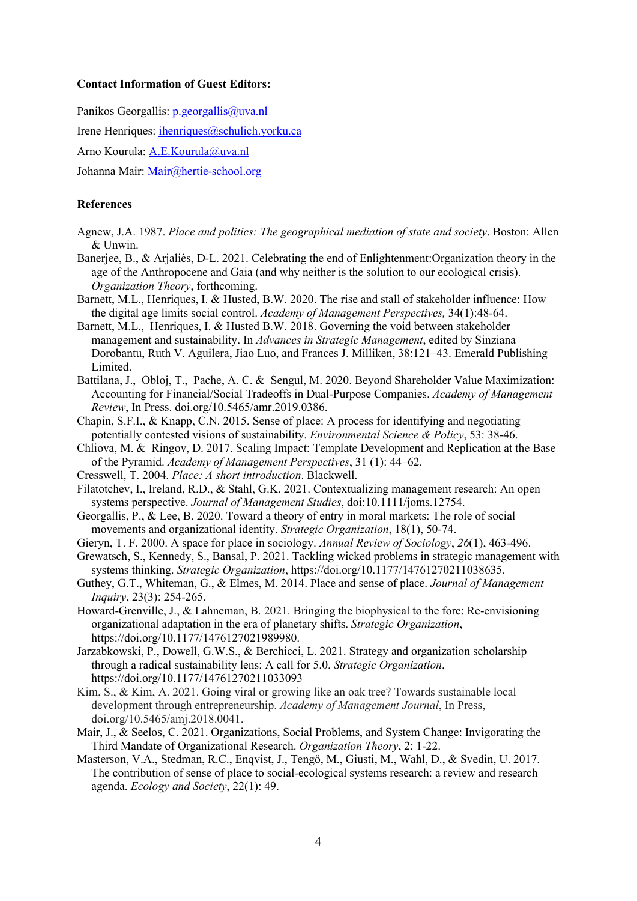**Contact Information of Guest Editors:**

Panikos Georgallis: p.georgallis@uva.nl

Irene Henriques: ihenriques@schulich.yorku.ca

Arno Kourula: A.E.Kourula@uva.nl

Johanna Mair: Mair@hertie-school.org

**References**

Agnew, J.A. 1987. *Place and politics: The geographical mediation of state and society*. Boston: Allen & Unwin.

Banerjee, B., & Arjaliès, D-L. 2021. Celebrating the end of Enlightenment:Organization theory in the age of the Anthropocene and Gaia (and why neither is the solution to our ecological crisis). *Organization Theory*, forthcoming.

Barnett, M.L., Henriques, I. & Husted, B.W. 2020. The rise and stall of stakeholder influence: How the digital age limits social control. *Academy of Management Perspectives,* 34(1):48-64.

Barnett, M.L., Henriques, I. & Husted B.W. 2018. Governing the void between stakeholder management and sustainability. In *Advances in Strategic Management*, edited by Sinziana Dorobantu, Ruth V. Aguilera, Jiao Luo, and Frances J. Milliken, 38:121–43. Emerald Publishing Limited.

Battilana, J., Obloj, T., Pache, A. C. & Sengul, M. 2020. Beyond Shareholder Value Maximization: Accounting for Financial/Social Tradeoffs in Dual-Purpose Companies. *Academy of Management Review*, In Press. doi.org/10.5465/amr.2019.0386.

Chapin, S.F.I., & Knapp, C.N. 2015. Sense of place: A process for identifying and negotiating potentially contested visions of sustainability. *Environmental Science & Policy*, 53: 38-46.

Chliova, M. & Ringov, D. 2017. Scaling Impact: Template Development and Replication at the Base of the Pyramid. *Academy of Management Perspectives*, 31 (1): 44–62.

Cresswell, T. 2004. *Place: A short introduction*. Blackwell.

Filatotchev, I., Ireland, R.D., & Stahl, G.K. 2021. Contextualizing management research: An open systems perspective. *Journal of Management Studies*, doi:10.1111/joms.12754.

Georgallis, P., & Lee, B. 2020. Toward a theory of entry in moral markets: The role of social movements and organizational identity. *Strategic Organization*, 18(1), 50-74.

Gieryn, T. F. 2000. A space for place in sociology. *Annual Review of Sociology*, *26*(1), 463-496.

Grewatsch, S., Kennedy, S., Bansal, P. 2021. Tackling wicked problems in strategic management with systems thinking. *Strategic Organization*, https://doi.org/10.1177/14761270211038635.

Guthey, G.T., Whiteman, G., & Elmes, M. 2014. Place and sense of place. *Journal of Management Inquiry*, 23(3): 254-265.

Howard-Grenville, J., & Lahneman, B. 2021. Bringing the biophysical to the fore: Re-envisioning organizational adaptation in the era of planetary shifts. *Strategic Organization*, https://doi.org/10.1177/1476127021989980.

Jarzabkowski, P., Dowell, G.W.S., & Berchicci, L. 2021. Strategy and organization scholarship through a radical sustainability lens: A call for 5.0. *Strategic Organization*, https://doi.org/10.1177/14761270211033093

Kim, S., & Kim, A. 2021. Going viral or growing like an oak tree? Towards sustainable local development through entrepreneurship. *Academy of Management Journal*, In Press, doi.org/10.5465/amj.2018.0041.

Mair, J., & Seelos, C. 2021. Organizations, Social Problems, and System Change: Invigorating the Third Mandate of Organizational Research. *Organization Theory*, 2: 1-22.

Masterson, V.A., Stedman, R.C., Enqvist, J., Tengö, M., Giusti, M., Wahl, D., & Svedin, U. 2017. The contribution of sense of place to social-ecological systems research: a review and research agenda. *Ecology and Society*, 22(1): 49.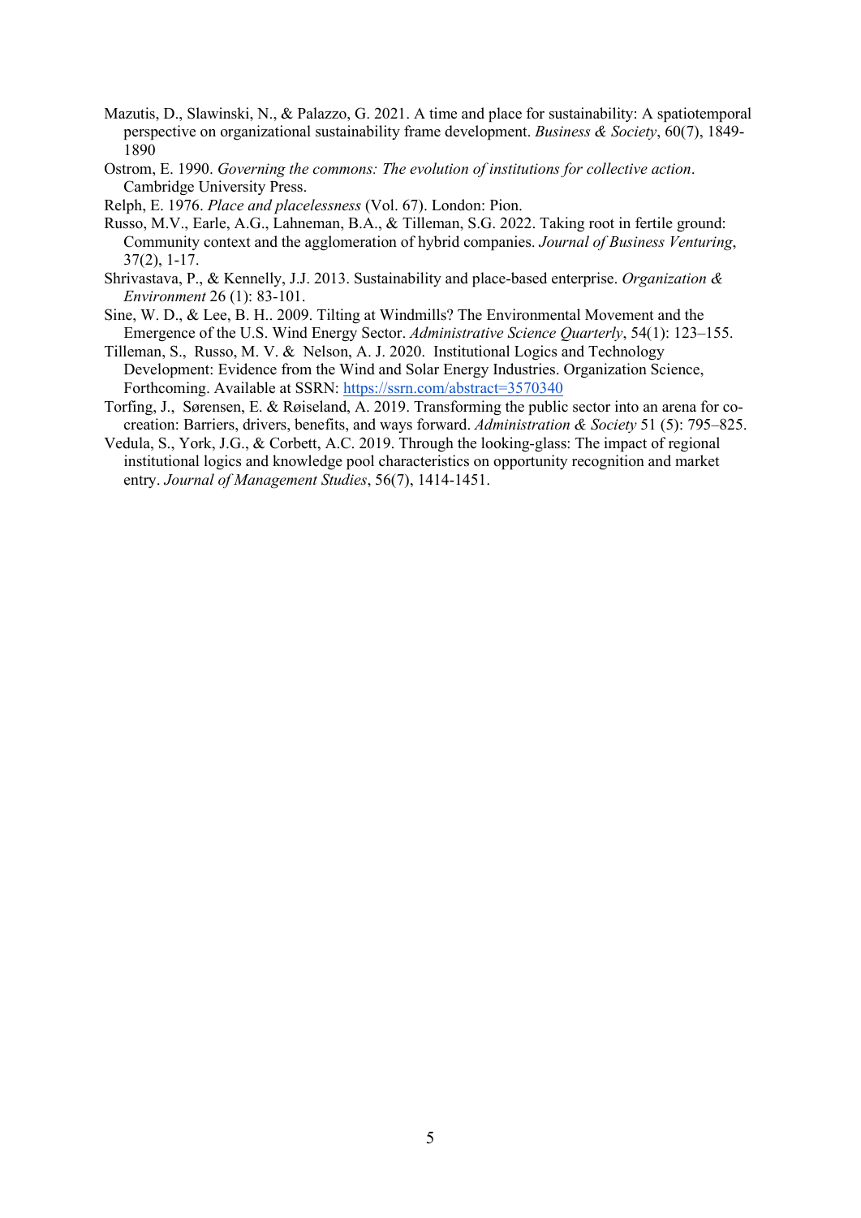Mazutis, D., Slawinski, N., & Palazzo, G. 2021. A time and place for sustainability: A spatiotemporal perspective on organizational sustainability frame development. *Business & Society*, 60(7), 1849-1890

Ostrom, E. 1990. *Governing the commons: The evolution of institutions for collective action*. Cambridge University Press.

Relph, E. 1976. *Place and placelessness* (Vol. 67). London: Pion.

Russo, M.V., Earle, A.G., Lahneman, B.A., & Tilleman, S.G. 2022. Taking root in fertile ground: Community context and the agglomeration of hybrid companies. *Journal of Business Venturing*, 37(2), 1-17.

Shrivastava, P., & Kennelly, J.J. 2013. Sustainability and place-based enterprise. *Organization & Environment* 26 (1): 83-101.

Sine, W. D., & Lee, B. H.. 2009. Tilting at Windmills? The Environmental Movement and the Emergence of the U.S. Wind Energy Sector. *Administrative Science Quarterly*, 54(1): 123–155.

Tilleman, S., Russo, M. V. & Nelson, A. J. 2020. Institutional Logics and Technology Development: Evidence from the Wind and Solar Energy Industries. Organization Science, Forthcoming. Available at SSRN: https://ssrn.com/abstract=3570340

Torfing, J., Sørensen, E. & Røiseland, A. 2019. Transforming the public sector into an arena for co-creation: Barriers, drivers, benefits, and ways forward. *Administration & Society* 51 (5): 795–825.

Vedula, S., York, J.G., & Corbett, A.C. 2019. Through the looking-glass: The impact of regional institutional logics and knowledge pool characteristics on opportunity recognition and market entry. *Journal of Management Studies*, 56(7), 1414-1451.